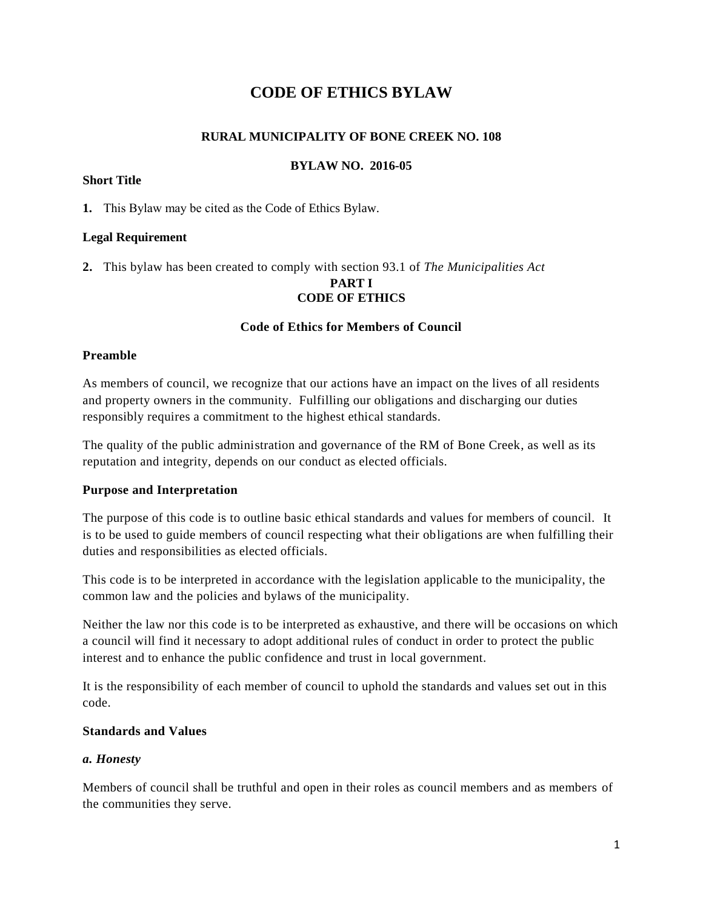# CODE OF ETHICS BYLAW

### RURAL MUNICIPALITY OF BONE CREEK NO. 108

### BYLAW NO. 2016-05

**Short Title**

**1.** This Bylaw may be cited as the Code of Ethics Bylaw.

**Legal Requirement**

**2.** This bylaw has been created to comply with section 93.1 of *The Municipalities Act*

## PART I
## CODE OF ETHICS

### Code of Ethics for Members of Council

**Preamble**

As members of council, we recognize that our actions have an impact on the lives of all residents and property owners in the community. Fulfilling our obligations and discharging our duties responsibly requires a commitment to the highest ethical standards.

The quality of the public administration and governance of the RM of Bone Creek, as well as its reputation and integrity, depends on our conduct as elected officials.

**Purpose and Interpretation**

The purpose of this code is to outline basic ethical standards and values for members of council. It is to be used to guide members of council respecting what their obligations are when fulfilling their duties and responsibilities as elected officials.

This code is to be interpreted in accordance with the legislation applicable to the municipality, the common law and the policies and bylaws of the municipality.

Neither the law nor this code is to be interpreted as exhaustive, and there will be occasions on which a council will find it necessary to adopt additional rules of conduct in order to protect the public interest and to enhance the public confidence and trust in local government.

It is the responsibility of each member of council to uphold the standards and values set out in this code.

**Standards and Values**

***a. Honesty***

Members of council shall be truthful and open in their roles as council members and as members of the communities they serve.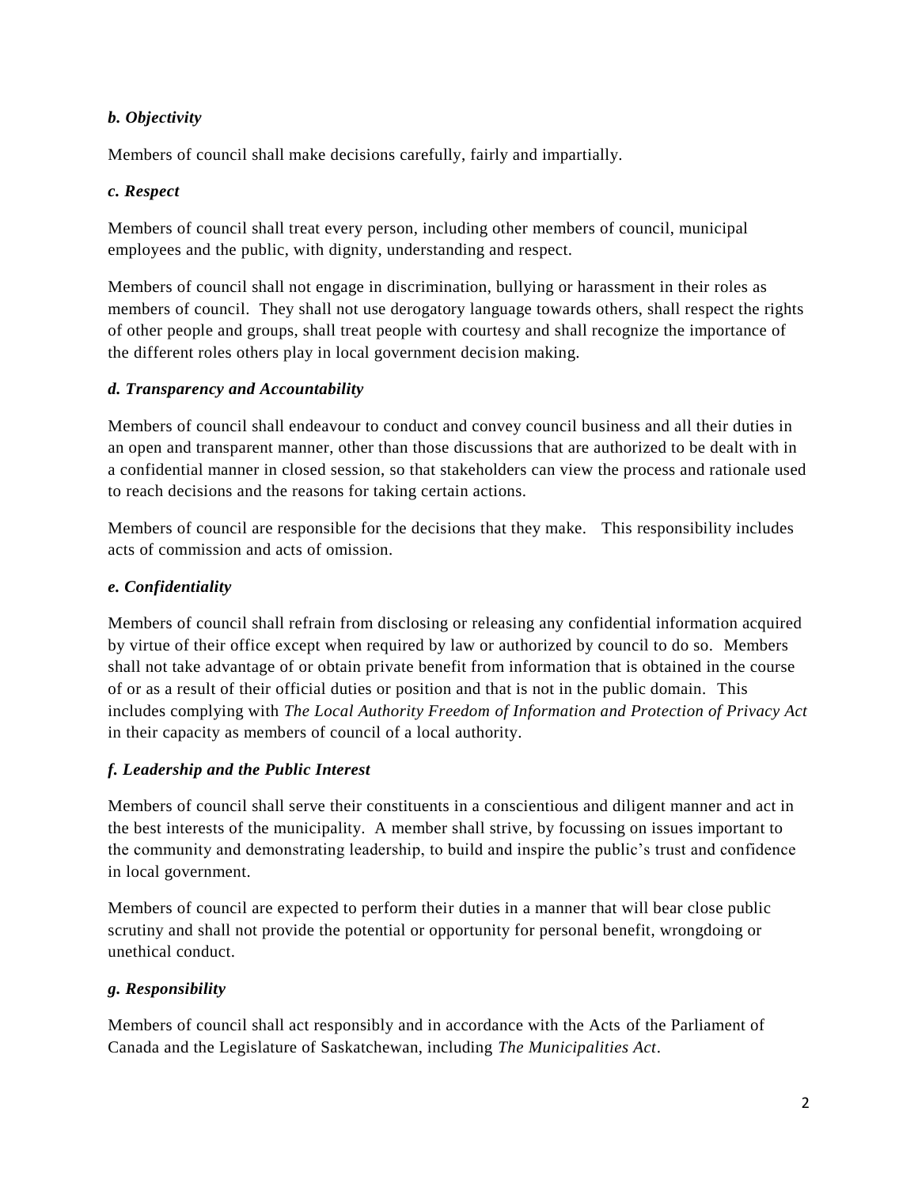***b. Objectivity***

Members of council shall make decisions carefully, fairly and impartially.

***c. Respect***

Members of council shall treat every person, including other members of council, municipal employees and the public, with dignity, understanding and respect.

Members of council shall not engage in discrimination, bullying or harassment in their roles as members of council. They shall not use derogatory language towards others, shall respect the rights of other people and groups, shall treat people with courtesy and shall recognize the importance of the different roles others play in local government decision making.

***d. Transparency and Accountability***

Members of council shall endeavour to conduct and convey council business and all their duties in an open and transparent manner, other than those discussions that are authorized to be dealt with in a confidential manner in closed session, so that stakeholders can view the process and rationale used to reach decisions and the reasons for taking certain actions.

Members of council are responsible for the decisions that they make. This responsibility includes acts of commission and acts of omission.

***e. Confidentiality***

Members of council shall refrain from disclosing or releasing any confidential information acquired by virtue of their office except when required by law or authorized by council to do so. Members shall not take advantage of or obtain private benefit from information that is obtained in the course of or as a result of their official duties or position and that is not in the public domain. This includes complying with *The Local Authority Freedom of Information and Protection of Privacy Act* in their capacity as members of council of a local authority.

***f. Leadership and the Public Interest***

Members of council shall serve their constituents in a conscientious and diligent manner and act in the best interests of the municipality. A member shall strive, by focussing on issues important to the community and demonstrating leadership, to build and inspire the public's trust and confidence in local government.

Members of council are expected to perform their duties in a manner that will bear close public scrutiny and shall not provide the potential or opportunity for personal benefit, wrongdoing or unethical conduct.

***g. Responsibility***

Members of council shall act responsibly and in accordance with the Acts of the Parliament of Canada and the Legislature of Saskatchewan, including *The Municipalities Act*.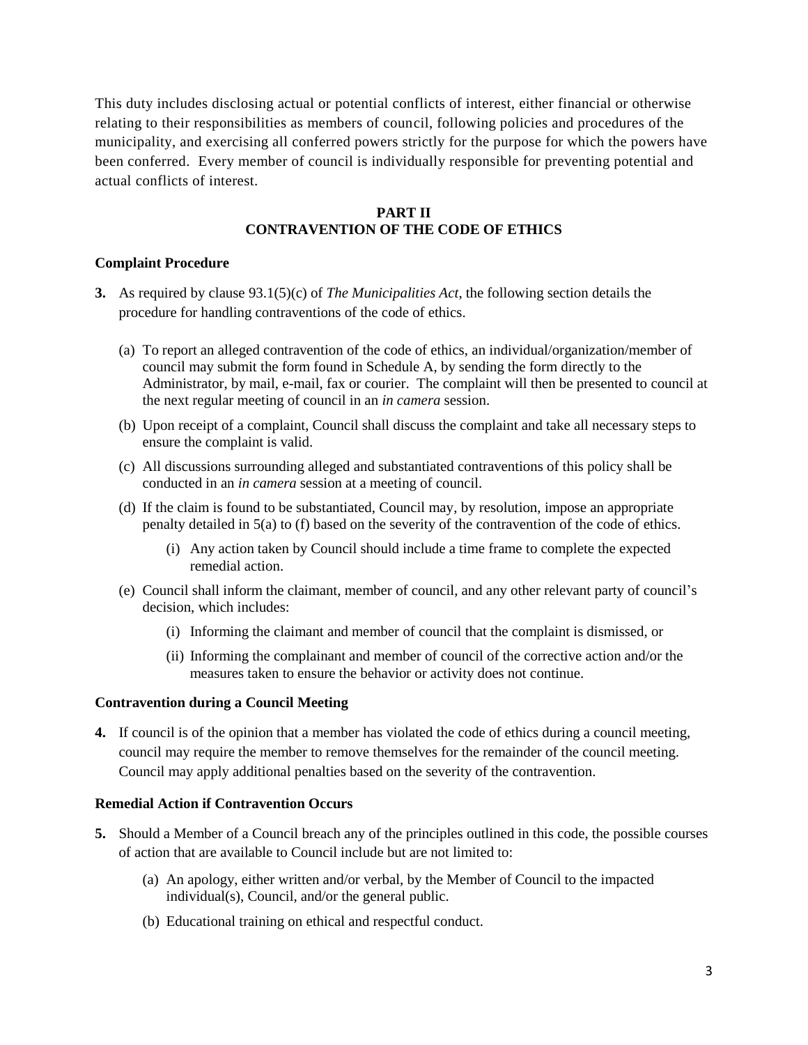This duty includes disclosing actual or potential conflicts of interest, either financial or otherwise relating to their responsibilities as members of council, following policies and procedures of the municipality, and exercising all conferred powers strictly for the purpose for which the powers have been conferred. Every member of council is individually responsible for preventing potential and actual conflicts of interest.

## PART II
## CONTRAVENTION OF THE CODE OF ETHICS

### Complaint Procedure

**3.** As required by clause 93.1(5)(c) of *The Municipalities Act*, the following section details the procedure for handling contraventions of the code of ethics.

(a) To report an alleged contravention of the code of ethics, an individual/organization/member of council may submit the form found in Schedule A, by sending the form directly to the Administrator, by mail, e-mail, fax or courier. The complaint will then be presented to council at the next regular meeting of council in an *in camera* session.

(b) Upon receipt of a complaint, Council shall discuss the complaint and take all necessary steps to ensure the complaint is valid.

(c) All discussions surrounding alleged and substantiated contraventions of this policy shall be conducted in an *in camera* session at a meeting of council.

(d) If the claim is found to be substantiated, Council may, by resolution, impose an appropriate penalty detailed in 5(a) to (f) based on the severity of the contravention of the code of ethics.

   (i) Any action taken by Council should include a time frame to complete the expected remedial action.

(e) Council shall inform the claimant, member of council, and any other relevant party of council's decision, which includes:

   (i) Informing the claimant and member of council that the complaint is dismissed, or

   (ii) Informing the complainant and member of council of the corrective action and/or the measures taken to ensure the behavior or activity does not continue.

### Contravention during a Council Meeting

**4.** If council is of the opinion that a member has violated the code of ethics during a council meeting, council may require the member to remove themselves for the remainder of the council meeting. Council may apply additional penalties based on the severity of the contravention.

### Remedial Action if Contravention Occurs

**5.** Should a Member of a Council breach any of the principles outlined in this code, the possible courses of action that are available to Council include but are not limited to:

(a) An apology, either written and/or verbal, by the Member of Council to the impacted individual(s), Council, and/or the general public.

(b) Educational training on ethical and respectful conduct.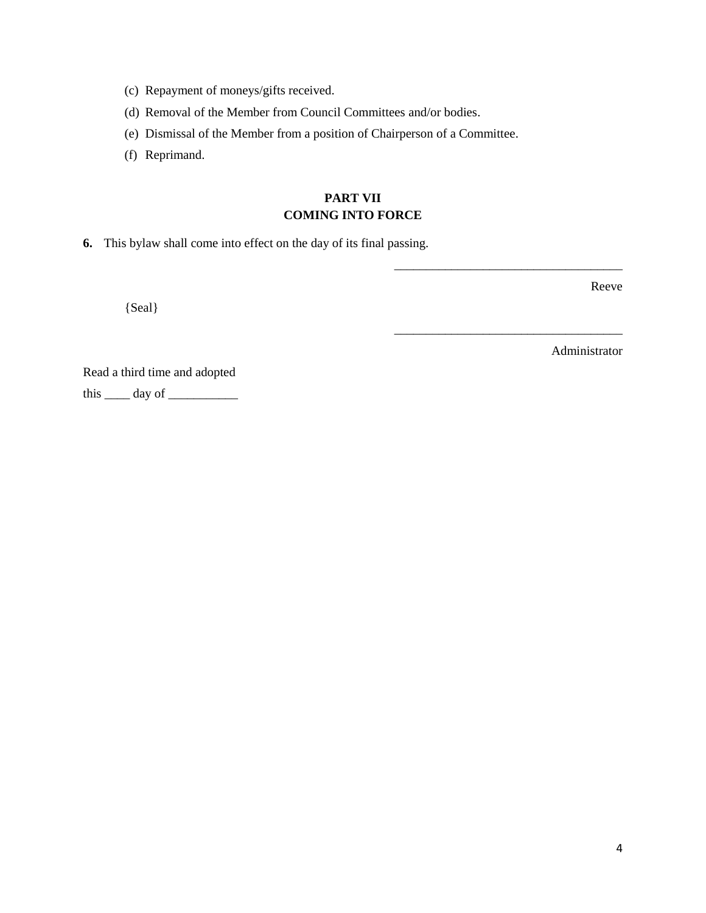(c) Repayment of moneys/gifts received.

(d) Removal of the Member from Council Committees and/or bodies.

(e) Dismissal of the Member from a position of Chairperson of a Committee.

(f) Reprimand.

## PART VII
## COMING INTO FORCE

**6.** This bylaw shall come into effect on the day of its final passing.

\_\_\_\_\_\_\_\_\_\_\_\_\_\_\_\_\_\_\_\_\_\_\_\_\_\_\_\_\_\_\_\_\_\_\_\_

Reeve

{Seal}

\_\_\_\_\_\_\_\_\_\_\_\_\_\_\_\_\_\_\_\_\_\_\_\_\_\_\_\_\_\_\_\_\_\_\_\_

Administrator

Read a third time and adopted

this \_\_\_\_ day of \_\_\_\_\_\_\_\_\_\_\_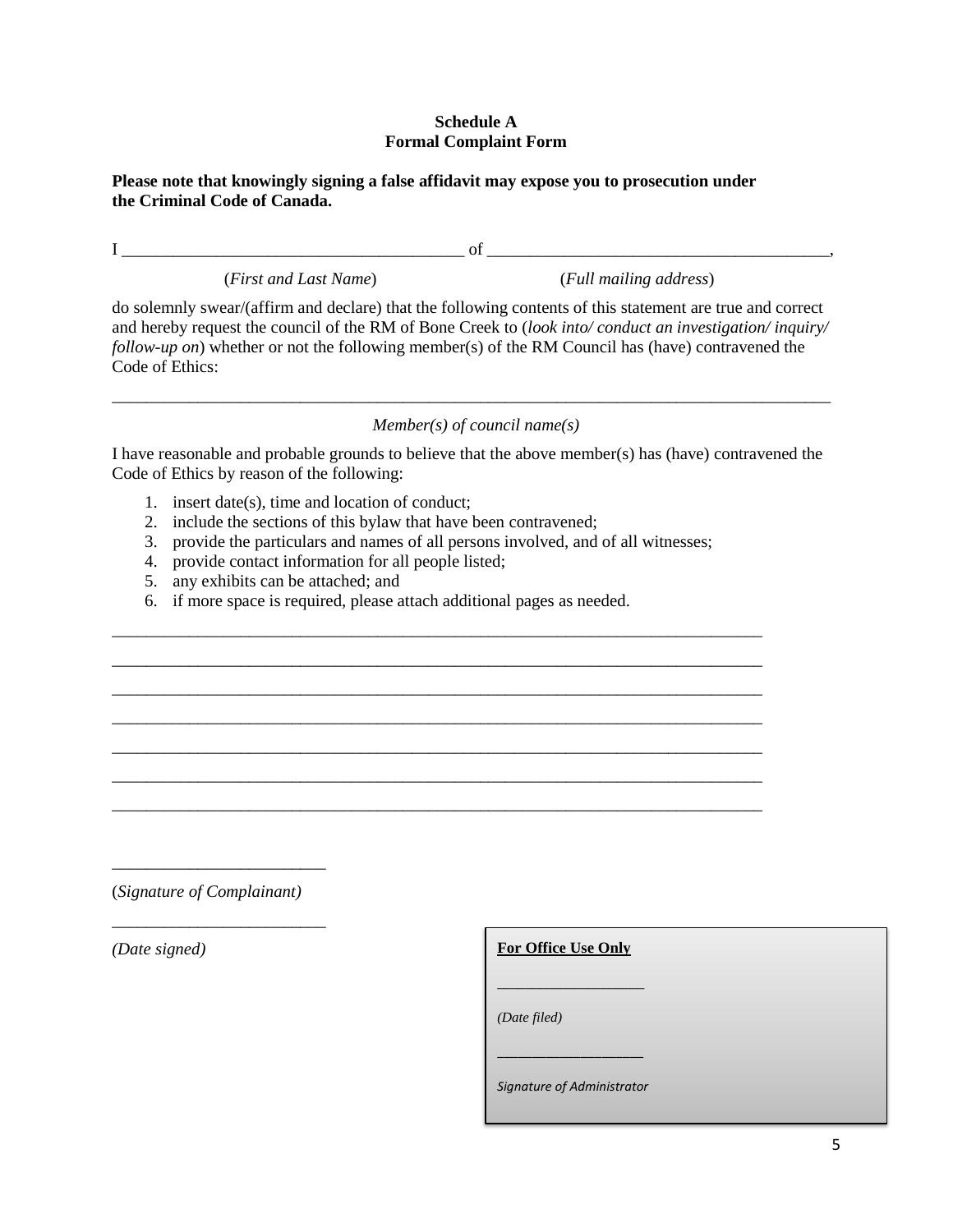**Schedule A**
**Formal Complaint Form**

**Please note that knowingly signing a false affidavit may expose you to prosecution under the Criminal Code of Canada.**

I ________________________________________ of ________________________________________,

(*First and Last Name*) (*Full mailing address*)

do solemnly swear/(affirm and declare) that the following contents of this statement are true and correct and hereby request the council of the RM of Bone Creek to (*look into/ conduct an investigation/ inquiry/ follow-up on*) whether or not the following member(s) of the RM Council has (have) contravened the Code of Ethics:

________________________________________________________________________________

*Member(s) of council name(s)*

I have reasonable and probable grounds to believe that the above member(s) has (have) contravened the Code of Ethics by reason of the following:

1. insert date(s), time and location of conduct;
2. include the sections of this bylaw that have been contravened;
3. provide the particulars and names of all persons involved, and of all witnesses;
4. provide contact information for all people listed;
5. any exhibits can be attached; and
6. if more space is required, please attach additional pages as needed.

________________________________________________________________________________

________________________________________________________________________________

________________________________________________________________________________

________________________________________________________________________________

________________________________________________________________________________

________________________________________________________________________________

________________________________________________________________________________

________________________

(*Signature of Complainant)*

________________________

*(Date signed)*

**For Office Use Only**

___________________

*(Date filed)*

___________________

*Signature of Administrator*